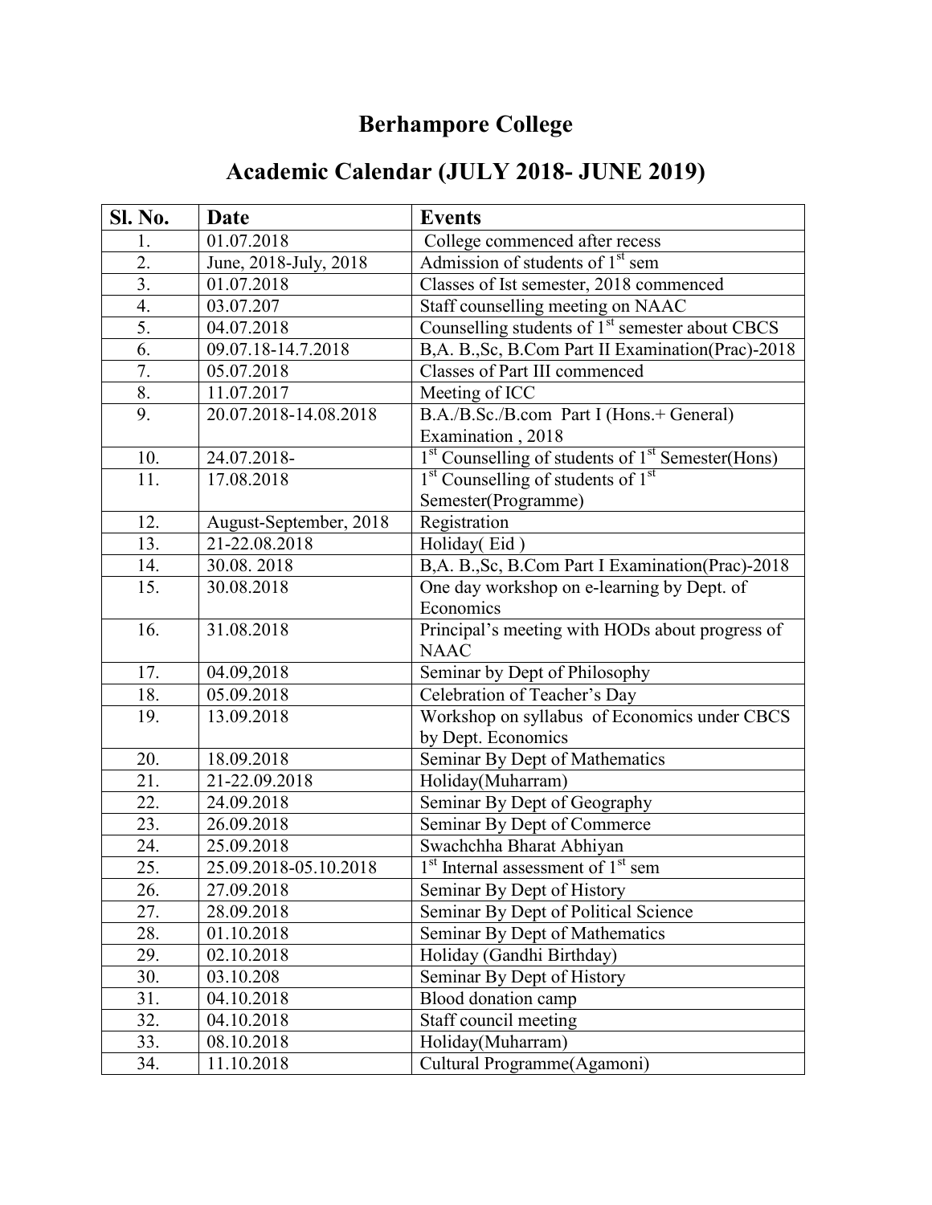# Berhampore College

## Academic Calendar (JULY 2018- JUNE 2019)

| Sl. No. | Date | Events |
|---|---|---|
| 1. | 01.07.2018 | College commenced after recess |
| 2. | June, 2018-July, 2018 | Admission of students of 1st sem |
| 3. | 01.07.2018 | Classes of Ist semester, 2018 commenced |
| 4. | 03.07.207 | Staff counselling meeting on NAAC |
| 5. | 04.07.2018 | Counselling students of 1st semester about CBCS |
| 6. | 09.07.18-14.7.2018 | B,A. B.,Sc, B.Com Part II Examination(Prac)-2018 |
| 7. | 05.07.2018 | Classes of Part III commenced |
| 8. | 11.07.2017 | Meeting of ICC |
| 9. | 20.07.2018-14.08.2018 | B.A./B.Sc./B.com Part I (Hons.+ General) Examination , 2018 |
| 10. | 24.07.2018- | 1st Counselling of students of 1st Semester(Hons) |
| 11. | 17.08.2018 | 1st Counselling of students of 1st Semester(Programme) |
| 12. | August-September, 2018 | Registration |
| 13. | 21-22.08.2018 | Holiday( Eid ) |
| 14. | 30.08. 2018 | B,A. B.,Sc, B.Com Part I Examination(Prac)-2018 |
| 15. | 30.08.2018 | One day workshop on e-learning by Dept. of Economics |
| 16. | 31.08.2018 | Principal's meeting with HODs about progress of NAAC |
| 17. | 04.09,2018 | Seminar by Dept of Philosophy |
| 18. | 05.09.2018 | Celebration of Teacher's Day |
| 19. | 13.09.2018 | Workshop on syllabus of Economics under CBCS by Dept. Economics |
| 20. | 18.09.2018 | Seminar By Dept of Mathematics |
| 21. | 21-22.09.2018 | Holiday(Muharram) |
| 22. | 24.09.2018 | Seminar By Dept of Geography |
| 23. | 26.09.2018 | Seminar By Dept of Commerce |
| 24. | 25.09.2018 | Swachchha Bharat Abhiyan |
| 25. | 25.09.2018-05.10.2018 | 1st Internal assessment of 1st sem |
| 26. | 27.09.2018 | Seminar By Dept of History |
| 27. | 28.09.2018 | Seminar By Dept of Political Science |
| 28. | 01.10.2018 | Seminar By Dept of Mathematics |
| 29. | 02.10.2018 | Holiday (Gandhi Birthday) |
| 30. | 03.10.208 | Seminar By Dept of History |
| 31. | 04.10.2018 | Blood donation camp |
| 32. | 04.10.2018 | Staff council meeting |
| 33. | 08.10.2018 | Holiday(Muharram) |
| 34. | 11.10.2018 | Cultural Programme(Agamoni) |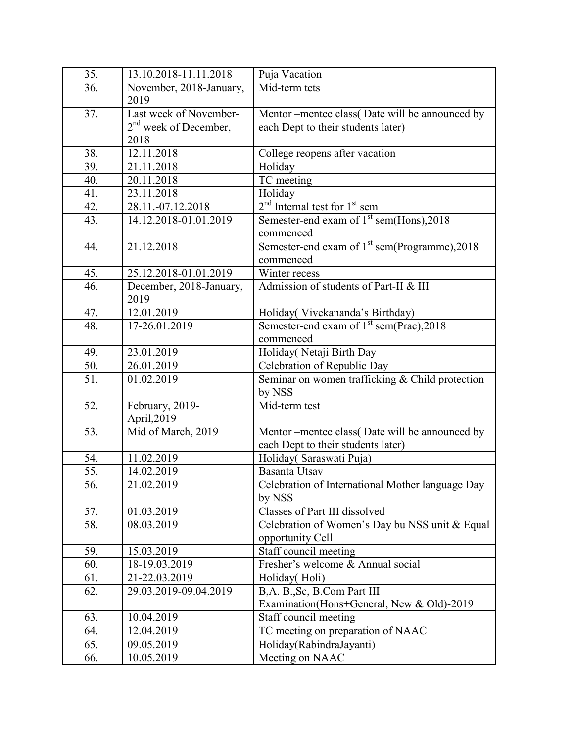| 35. | 13.10.2018-11.11.2018 | Puja Vacation |
|---|---|---|
| 36. | November, 2018-January, 2019 | Mid-term tets |
| 37. | Last week of November-2nd week of December, 2018 | Mentor –mentee class( Date will be announced by each Dept to their students later) |
| 38. | 12.11.2018 | College reopens after vacation |
| 39. | 21.11.2018 | Holiday |
| 40. | 20.11.2018 | TC meeting |
| 41. | 23.11.2018 | Holiday |
| 42. | 28.11.-07.12.2018 | 2nd Internal test for 1st sem |
| 43. | 14.12.2018-01.01.2019 | Semester-end exam of 1st sem(Hons),2018 commenced |
| 44. | 21.12.2018 | Semester-end exam of 1st sem(Programme),2018 commenced |
| 45. | 25.12.2018-01.01.2019 | Winter recess |
| 46. | December, 2018-January, 2019 | Admission of students of Part-II & III |
| 47. | 12.01.2019 | Holiday( Vivekananda's Birthday) |
| 48. | 17-26.01.2019 | Semester-end exam of 1st sem(Prac),2018 commenced |
| 49. | 23.01.2019 | Holiday( Netaji Birth Day |
| 50. | 26.01.2019 | Celebration of Republic Day |
| 51. | 01.02.2019 | Seminar on women trafficking & Child protection by NSS |
| 52. | February, 2019-April,2019 | Mid-term test |
| 53. | Mid of March, 2019 | Mentor –mentee class( Date will be announced by each Dept to their students later) |
| 54. | 11.02.2019 | Holiday( Saraswati Puja) |
| 55. | 14.02.2019 | Basanta Utsav |
| 56. | 21.02.2019 | Celebration of International Mother language Day by NSS |
| 57. | 01.03.2019 | Classes of Part III dissolved |
| 58. | 08.03.2019 | Celebration of Women's Day bu NSS unit & Equal opportunity Cell |
| 59. | 15.03.2019 | Staff council meeting |
| 60. | 18-19.03.2019 | Fresher's welcome & Annual social |
| 61. | 21-22.03.2019 | Holiday( Holi) |
| 62. | 29.03.2019-09.04.2019 | B,A. B.,Sc, B.Com Part III Examination(Hons+General, New & Old)-2019 |
| 63. | 10.04.2019 | Staff council meeting |
| 64. | 12.04.2019 | TC meeting on preparation of NAAC |
| 65. | 09.05.2019 | Holiday(RabindraJayanti) |
| 66. | 10.05.2019 | Meeting on NAAC |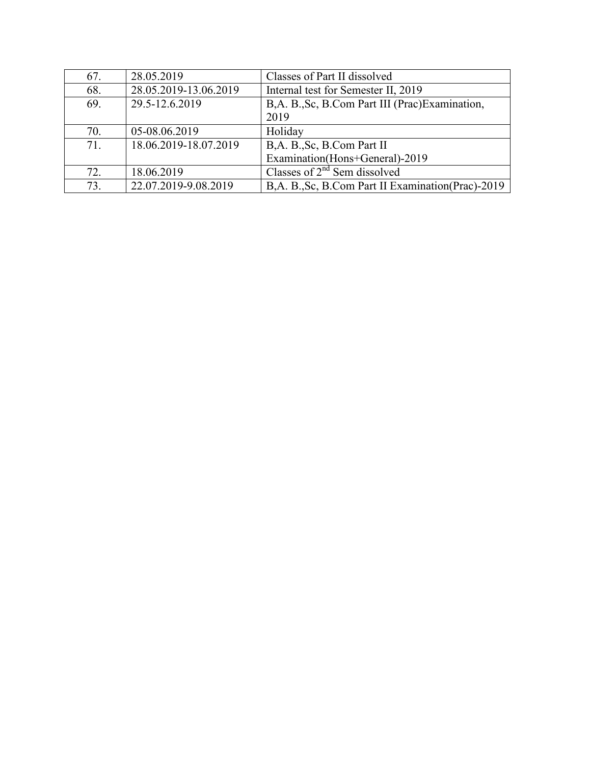| | | |
|---|---|---|
| 67. | 28.05.2019 | Classes of Part II dissolved |
| 68. | 28.05.2019-13.06.2019 | Internal test for Semester II, 2019 |
| 69. | 29.5-12.6.2019 | B,A. B.,Sc, B.Com Part III (Prac)Examination, 2019 |
| 70. | 05-08.06.2019 | Holiday |
| 71. | 18.06.2019-18.07.2019 | B,A. B.,Sc, B.Com Part II Examination(Hons+General)-2019 |
| 72. | 18.06.2019 | Classes of 2nd Sem dissolved |
| 73. | 22.07.2019-9.08.2019 | B,A. B.,Sc, B.Com Part II Examination(Prac)-2019 |